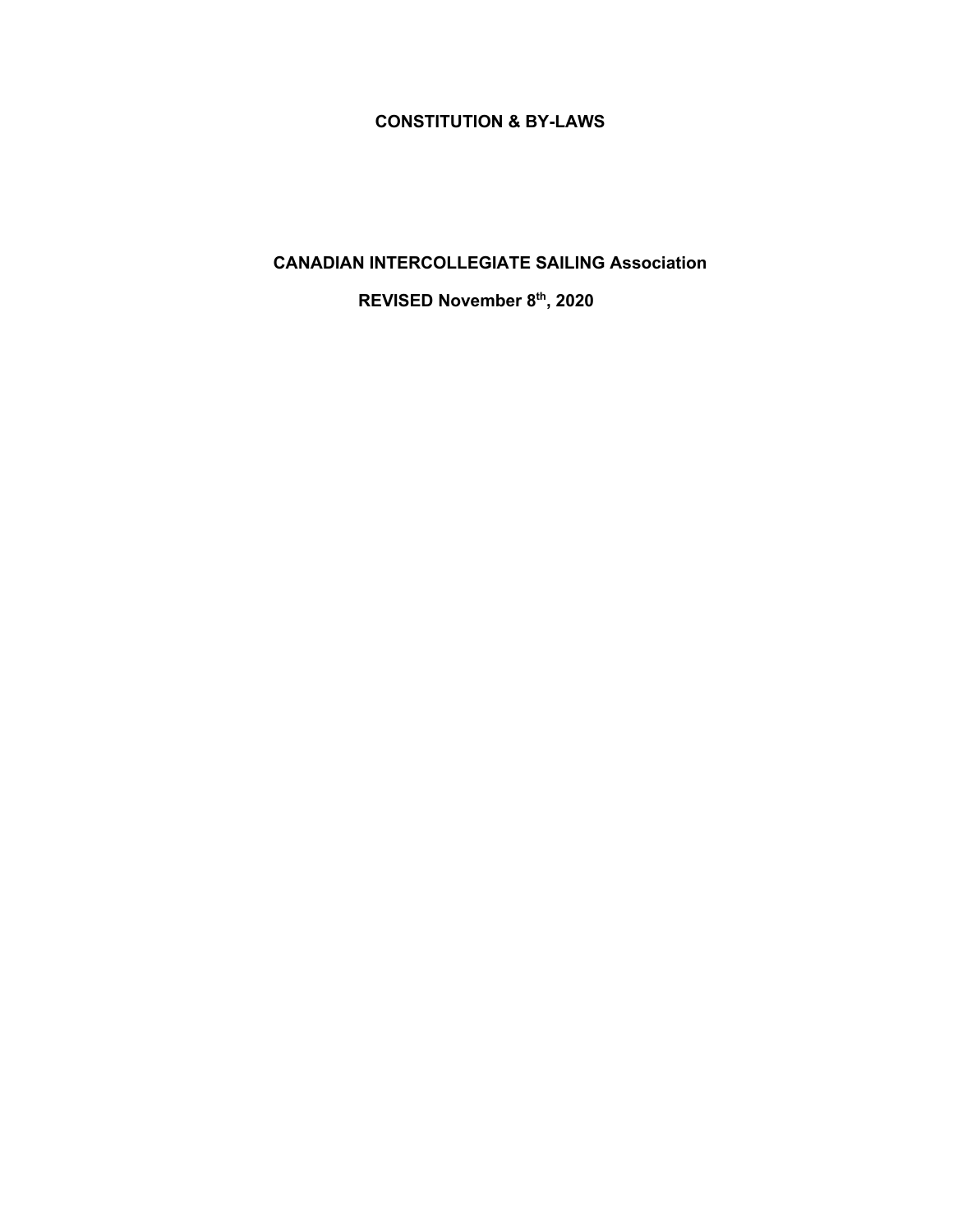# CONSTITUTION & BY-LAWS

## CANADIAN INTERCOLLEGIATE SAILING Association

## REVISED November 8th, 2020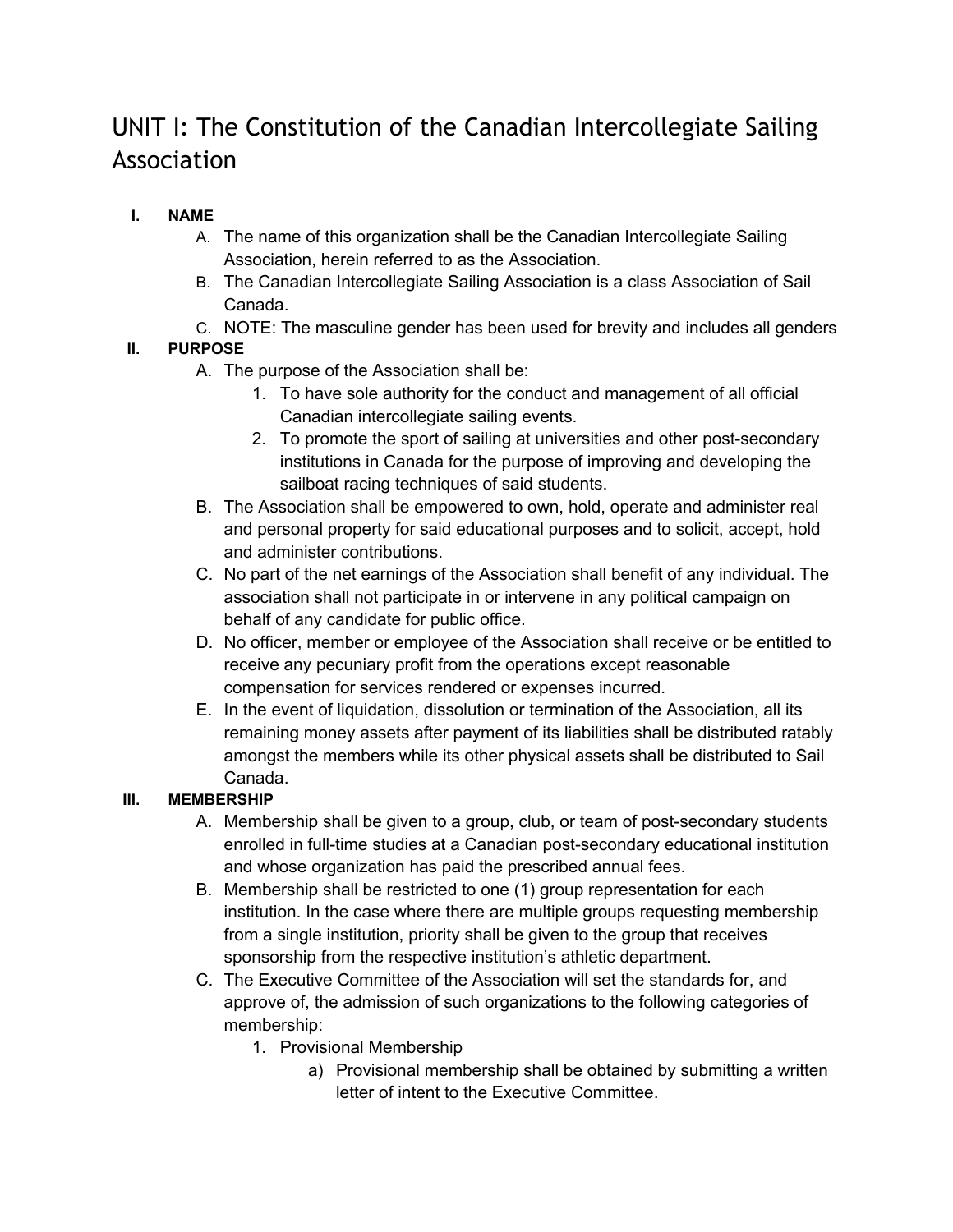# UNIT I: The Constitution of the Canadian Intercollegiate Sailing Association

I. **NAME**
   A. The name of this organization shall be the Canadian Intercollegiate Sailing Association, herein referred to as the Association.
   B. The Canadian Intercollegiate Sailing Association is a class Association of Sail Canada.
   C. NOTE: The masculine gender has been used for brevity and includes all genders

II. **PURPOSE**
   A. The purpose of the Association shall be:
      1. To have sole authority for the conduct and management of all official Canadian intercollegiate sailing events.
      2. To promote the sport of sailing at universities and other post-secondary institutions in Canada for the purpose of improving and developing the sailboat racing techniques of said students.
   B. The Association shall be empowered to own, hold, operate and administer real and personal property for said educational purposes and to solicit, accept, hold and administer contributions.
   C. No part of the net earnings of the Association shall benefit of any individual. The association shall not participate in or intervene in any political campaign on behalf of any candidate for public office.
   D. No officer, member or employee of the Association shall receive or be entitled to receive any pecuniary profit from the operations except reasonable compensation for services rendered or expenses incurred.
   E. In the event of liquidation, dissolution or termination of the Association, all its remaining money assets after payment of its liabilities shall be distributed ratably amongst the members while its other physical assets shall be distributed to Sail Canada.

III. **MEMBERSHIP**
   A. Membership shall be given to a group, club, or team of post-secondary students enrolled in full-time studies at a Canadian post-secondary educational institution and whose organization has paid the prescribed annual fees.
   B. Membership shall be restricted to one (1) group representation for each institution. In the case where there are multiple groups requesting membership from a single institution, priority shall be given to the group that receives sponsorship from the respective institution's athletic department.
   C. The Executive Committee of the Association will set the standards for, and approve of, the admission of such organizations to the following categories of membership:
      1. Provisional Membership
         a) Provisional membership shall be obtained by submitting a written letter of intent to the Executive Committee.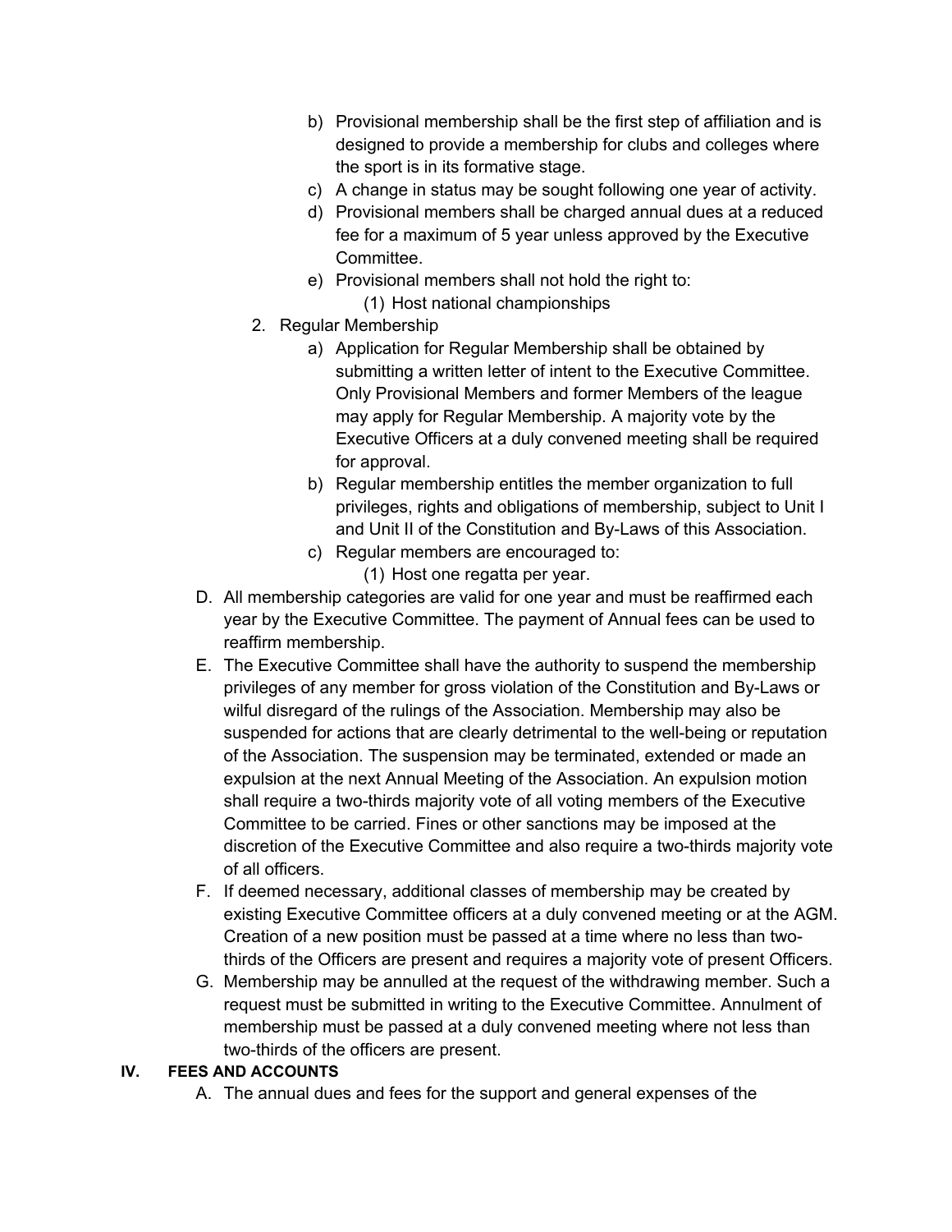b) Provisional membership shall be the first step of affiliation and is designed to provide a membership for clubs and colleges where the sport is in its formative stage.

c) A change in status may be sought following one year of activity.

d) Provisional members shall be charged annual dues at a reduced fee for a maximum of 5 year unless approved by the Executive Committee.

e) Provisional members shall not hold the right to:

   (1) Host national championships

2. Regular Membership

   a) Application for Regular Membership shall be obtained by submitting a written letter of intent to the Executive Committee. Only Provisional Members and former Members of the league may apply for Regular Membership. A majority vote by the Executive Officers at a duly convened meeting shall be required for approval.

   b) Regular membership entitles the member organization to full privileges, rights and obligations of membership, subject to Unit I and Unit II of the Constitution and By-Laws of this Association.

   c) Regular members are encouraged to:

      (1) Host one regatta per year.

D. All membership categories are valid for one year and must be reaffirmed each year by the Executive Committee. The payment of Annual fees can be used to reaffirm membership.

E. The Executive Committee shall have the authority to suspend the membership privileges of any member for gross violation of the Constitution and By-Laws or wilful disregard of the rulings of the Association. Membership may also be suspended for actions that are clearly detrimental to the well-being or reputation of the Association. The suspension may be terminated, extended or made an expulsion at the next Annual Meeting of the Association. An expulsion motion shall require a two-thirds majority vote of all voting members of the Executive Committee to be carried. Fines or other sanctions may be imposed at the discretion of the Executive Committee and also require a two-thirds majority vote of all officers.

F. If deemed necessary, additional classes of membership may be created by existing Executive Committee officers at a duly convened meeting or at the AGM. Creation of a new position must be passed at a time where no less than two-thirds of the Officers are present and requires a majority vote of present Officers.

G. Membership may be annulled at the request of the withdrawing member. Such a request must be submitted in writing to the Executive Committee. Annulment of membership must be passed at a duly convened meeting where not less than two-thirds of the officers are present.

## IV. FEES AND ACCOUNTS

A. The annual dues and fees for the support and general expenses of the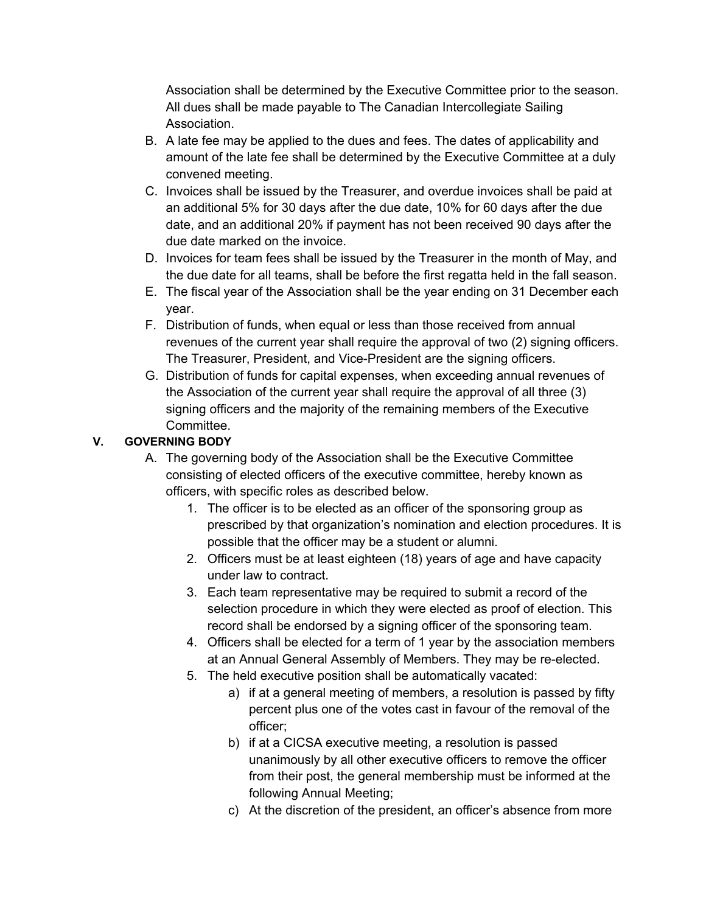Association shall be determined by the Executive Committee prior to the season. All dues shall be made payable to The Canadian Intercollegiate Sailing Association.

B. A late fee may be applied to the dues and fees. The dates of applicability and amount of the late fee shall be determined by the Executive Committee at a duly convened meeting.

C. Invoices shall be issued by the Treasurer, and overdue invoices shall be paid at an additional 5% for 30 days after the due date, 10% for 60 days after the due date, and an additional 20% if payment has not been received 90 days after the due date marked on the invoice.

D. Invoices for team fees shall be issued by the Treasurer in the month of May, and the due date for all teams, shall be before the first regatta held in the fall season.

E. The fiscal year of the Association shall be the year ending on 31 December each year.

F. Distribution of funds, when equal or less than those received from annual revenues of the current year shall require the approval of two (2) signing officers. The Treasurer, President, and Vice-President are the signing officers.

G. Distribution of funds for capital expenses, when exceeding annual revenues of the Association of the current year shall require the approval of all three (3) signing officers and the majority of the remaining members of the Executive Committee.

## V. GOVERNING BODY

A. The governing body of the Association shall be the Executive Committee consisting of elected officers of the executive committee, hereby known as officers, with specific roles as described below.

1. The officer is to be elected as an officer of the sponsoring group as prescribed by that organization's nomination and election procedures. It is possible that the officer may be a student or alumni.
2. Officers must be at least eighteen (18) years of age and have capacity under law to contract.
3. Each team representative may be required to submit a record of the selection procedure in which they were elected as proof of election. This record shall be endorsed by a signing officer of the sponsoring team.
4. Officers shall be elected for a term of 1 year by the association members at an Annual General Assembly of Members. They may be re-elected.
5. The held executive position shall be automatically vacated:
   a) if at a general meeting of members, a resolution is passed by fifty percent plus one of the votes cast in favour of the removal of the officer;
   b) if at a CICSA executive meeting, a resolution is passed unanimously by all other executive officers to remove the officer from their post, the general membership must be informed at the following Annual Meeting;
   c) At the discretion of the president, an officer's absence from more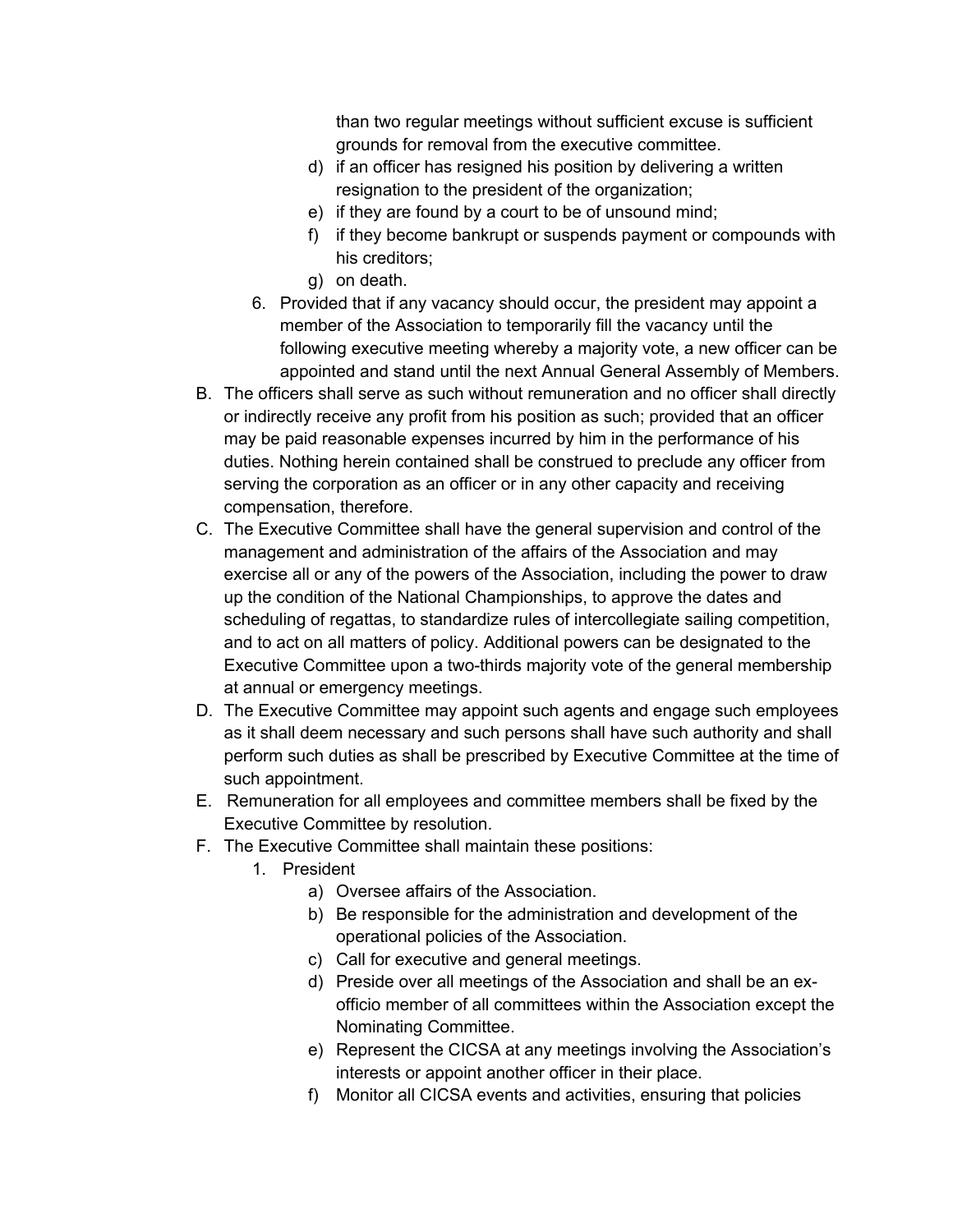than two regular meetings without sufficient excuse is sufficient grounds for removal from the executive committee.

   d) if an officer has resigned his position by delivering a written resignation to the president of the organization;
   e) if they are found by a court to be of unsound mind;
   f) if they become bankrupt or suspends payment or compounds with his creditors;
   g) on death.

6. Provided that if any vacancy should occur, the president may appoint a member of the Association to temporarily fill the vacancy until the following executive meeting whereby a majority vote, a new officer can be appointed and stand until the next Annual General Assembly of Members.

B. The officers shall serve as such without remuneration and no officer shall directly or indirectly receive any profit from his position as such; provided that an officer may be paid reasonable expenses incurred by him in the performance of his duties. Nothing herein contained shall be construed to preclude any officer from serving the corporation as an officer or in any other capacity and receiving compensation, therefore.

C. The Executive Committee shall have the general supervision and control of the management and administration of the affairs of the Association and may exercise all or any of the powers of the Association, including the power to draw up the condition of the National Championships, to approve the dates and scheduling of regattas, to standardize rules of intercollegiate sailing competition, and to act on all matters of policy. Additional powers can be designated to the Executive Committee upon a two-thirds majority vote of the general membership at annual or emergency meetings.

D. The Executive Committee may appoint such agents and engage such employees as it shall deem necessary and such persons shall have such authority and shall perform such duties as shall be prescribed by Executive Committee at the time of such appointment.

E. Remuneration for all employees and committee members shall be fixed by the Executive Committee by resolution.

F. The Executive Committee shall maintain these positions:

   1. President
      a) Oversee affairs of the Association.
      b) Be responsible for the administration and development of the operational policies of the Association.
      c) Call for executive and general meetings.
      d) Preside over all meetings of the Association and shall be an ex-officio member of all committees within the Association except the Nominating Committee.
      e) Represent the CICSA at any meetings involving the Association's interests or appoint another officer in their place.
      f) Monitor all CICSA events and activities, ensuring that policies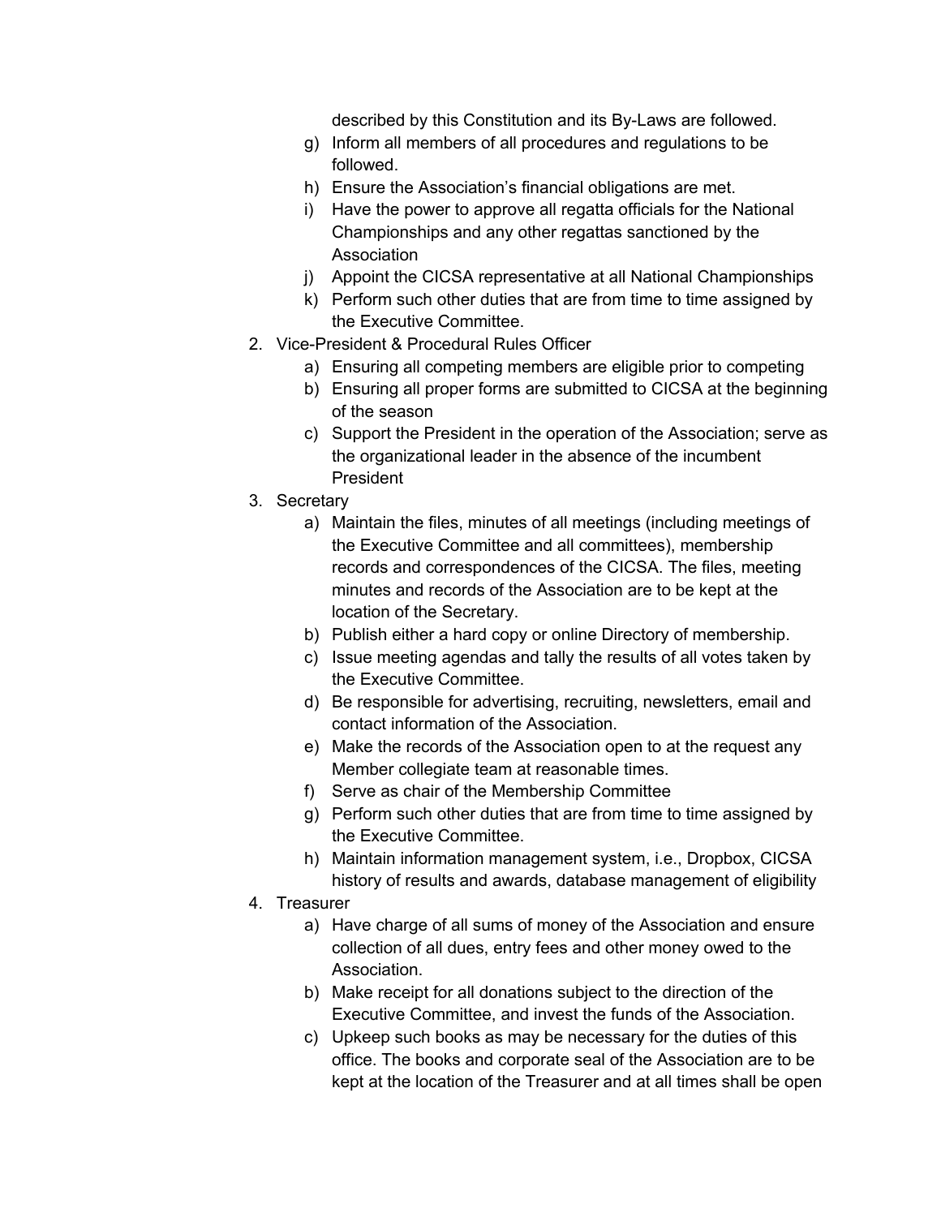described by this Constitution and its By-Laws are followed.

g) Inform all members of all procedures and regulations to be followed.
h) Ensure the Association's financial obligations are met.
i) Have the power to approve all regatta officials for the National Championships and any other regattas sanctioned by the Association
j) Appoint the CICSA representative at all National Championships
k) Perform such other duties that are from time to time assigned by the Executive Committee.

2. Vice-President & Procedural Rules Officer
   a) Ensuring all competing members are eligible prior to competing
   b) Ensuring all proper forms are submitted to CICSA at the beginning of the season
   c) Support the President in the operation of the Association; serve as the organizational leader in the absence of the incumbent President
3. Secretary
   a) Maintain the files, minutes of all meetings (including meetings of the Executive Committee and all committees), membership records and correspondences of the CICSA. The files, meeting minutes and records of the Association are to be kept at the location of the Secretary.
   b) Publish either a hard copy or online Directory of membership.
   c) Issue meeting agendas and tally the results of all votes taken by the Executive Committee.
   d) Be responsible for advertising, recruiting, newsletters, email and contact information of the Association.
   e) Make the records of the Association open to at the request any Member collegiate team at reasonable times.
   f) Serve as chair of the Membership Committee
   g) Perform such other duties that are from time to time assigned by the Executive Committee.
   h) Maintain information management system, i.e., Dropbox, CICSA history of results and awards, database management of eligibility
4. Treasurer
   a) Have charge of all sums of money of the Association and ensure collection of all dues, entry fees and other money owed to the Association.
   b) Make receipt for all donations subject to the direction of the Executive Committee, and invest the funds of the Association.
   c) Upkeep such books as may be necessary for the duties of this office. The books and corporate seal of the Association are to be kept at the location of the Treasurer and at all times shall be open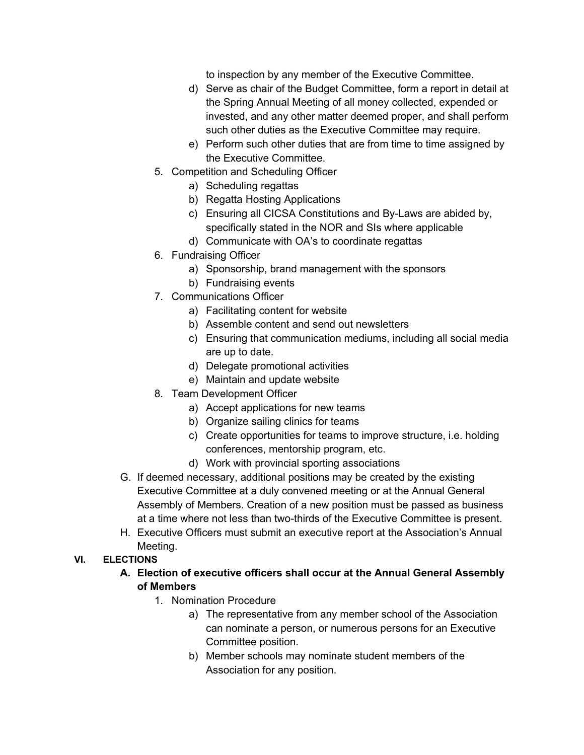to inspection by any member of the Executive Committee.

- d) Serve as chair of the Budget Committee, form a report in detail at the Spring Annual Meeting of all money collected, expended or invested, and any other matter deemed proper, and shall perform such other duties as the Executive Committee may require.
- e) Perform such other duties that are from time to time assigned by the Executive Committee.

5. Competition and Scheduling Officer
   - a) Scheduling regattas
   - b) Regatta Hosting Applications
   - c) Ensuring all CICSA Constitutions and By-Laws are abided by, specifically stated in the NOR and SIs where applicable
   - d) Communicate with OA's to coordinate regattas
6. Fundraising Officer
   - a) Sponsorship, brand management with the sponsors
   - b) Fundraising events
7. Communications Officer
   - a) Facilitating content for website
   - b) Assemble content and send out newsletters
   - c) Ensuring that communication mediums, including all social media are up to date.
   - d) Delegate promotional activities
   - e) Maintain and update website
8. Team Development Officer
   - a) Accept applications for new teams
   - b) Organize sailing clinics for teams
   - c) Create opportunities for teams to improve structure, i.e. holding conferences, mentorship program, etc.
   - d) Work with provincial sporting associations

G. If deemed necessary, additional positions may be created by the existing Executive Committee at a duly convened meeting or at the Annual General Assembly of Members. Creation of a new position must be passed as business at a time where not less than two-thirds of the Executive Committee is present.

H. Executive Officers must submit an executive report at the Association's Annual Meeting.

## VI. ELECTIONS

### A. Election of executive officers shall occur at the Annual General Assembly of Members

1. Nomination Procedure
   - a) The representative from any member school of the Association can nominate a person, or numerous persons for an Executive Committee position.
   - b) Member schools may nominate student members of the Association for any position.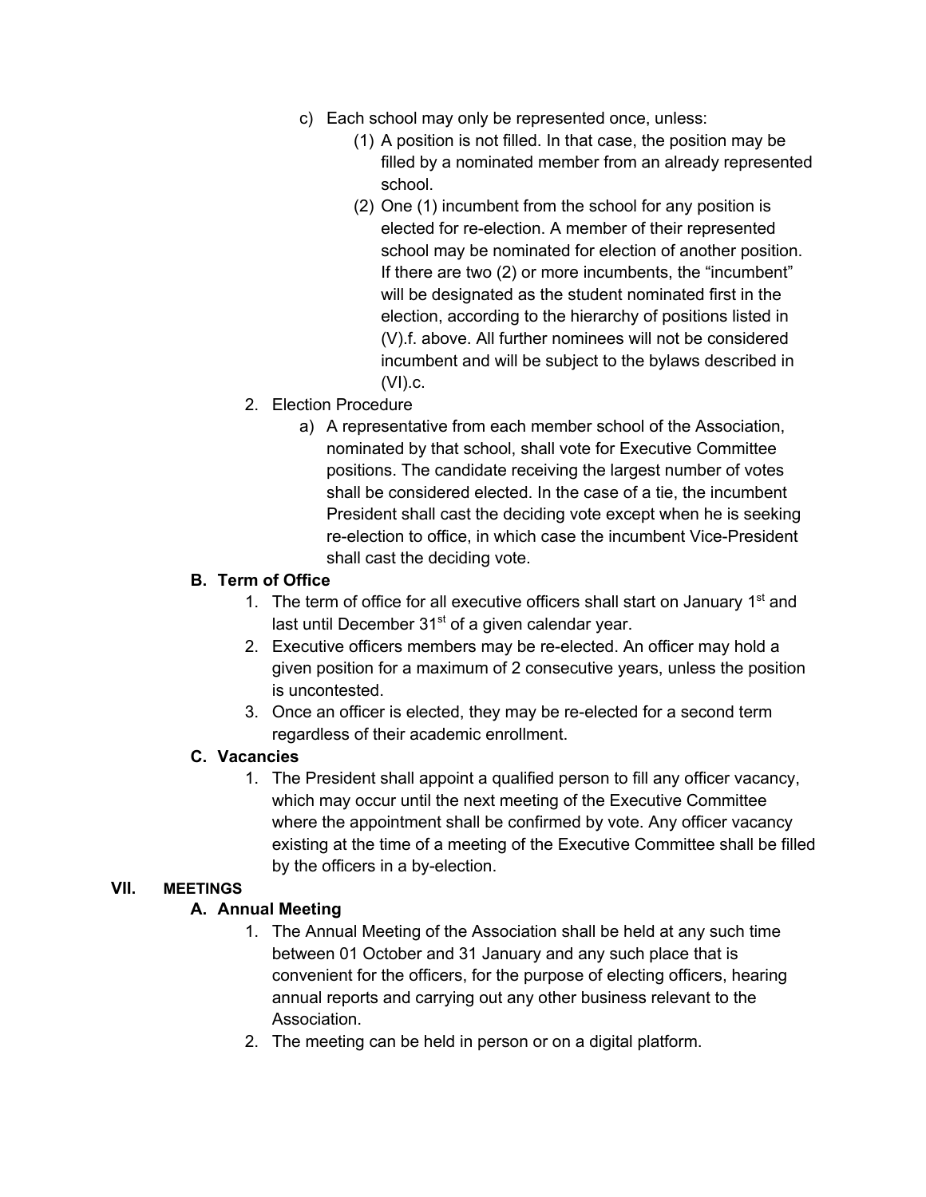c) Each school may only be represented once, unless:
   (1) A position is not filled. In that case, the position may be filled by a nominated member from an already represented school.
   (2) One (1) incumbent from the school for any position is elected for re-election. A member of their represented school may be nominated for election of another position. If there are two (2) or more incumbents, the "incumbent" will be designated as the student nominated first in the election, according to the hierarchy of positions listed in (V).f. above. All further nominees will not be considered incumbent and will be subject to the bylaws described in (VI).c.

2. Election Procedure
   a) A representative from each member school of the Association, nominated by that school, shall vote for Executive Committee positions. The candidate receiving the largest number of votes shall be considered elected. In the case of a tie, the incumbent President shall cast the deciding vote except when he is seeking re-election to office, in which case the incumbent Vice-President shall cast the deciding vote.

### B. Term of Office

1. The term of office for all executive officers shall start on January 1st and last until December 31st of a given calendar year.
2. Executive officers members may be re-elected. An officer may hold a given position for a maximum of 2 consecutive years, unless the position is uncontested.
3. Once an officer is elected, they may be re-elected for a second term regardless of their academic enrollment.

### C. Vacancies

1. The President shall appoint a qualified person to fill any officer vacancy, which may occur until the next meeting of the Executive Committee where the appointment shall be confirmed by vote. Any officer vacancy existing at the time of a meeting of the Executive Committee shall be filled by the officers in a by-election.

## VII. MEETINGS

### A. Annual Meeting

1. The Annual Meeting of the Association shall be held at any such time between 01 October and 31 January and any such place that is convenient for the officers, for the purpose of electing officers, hearing annual reports and carrying out any other business relevant to the Association.
2. The meeting can be held in person or on a digital platform.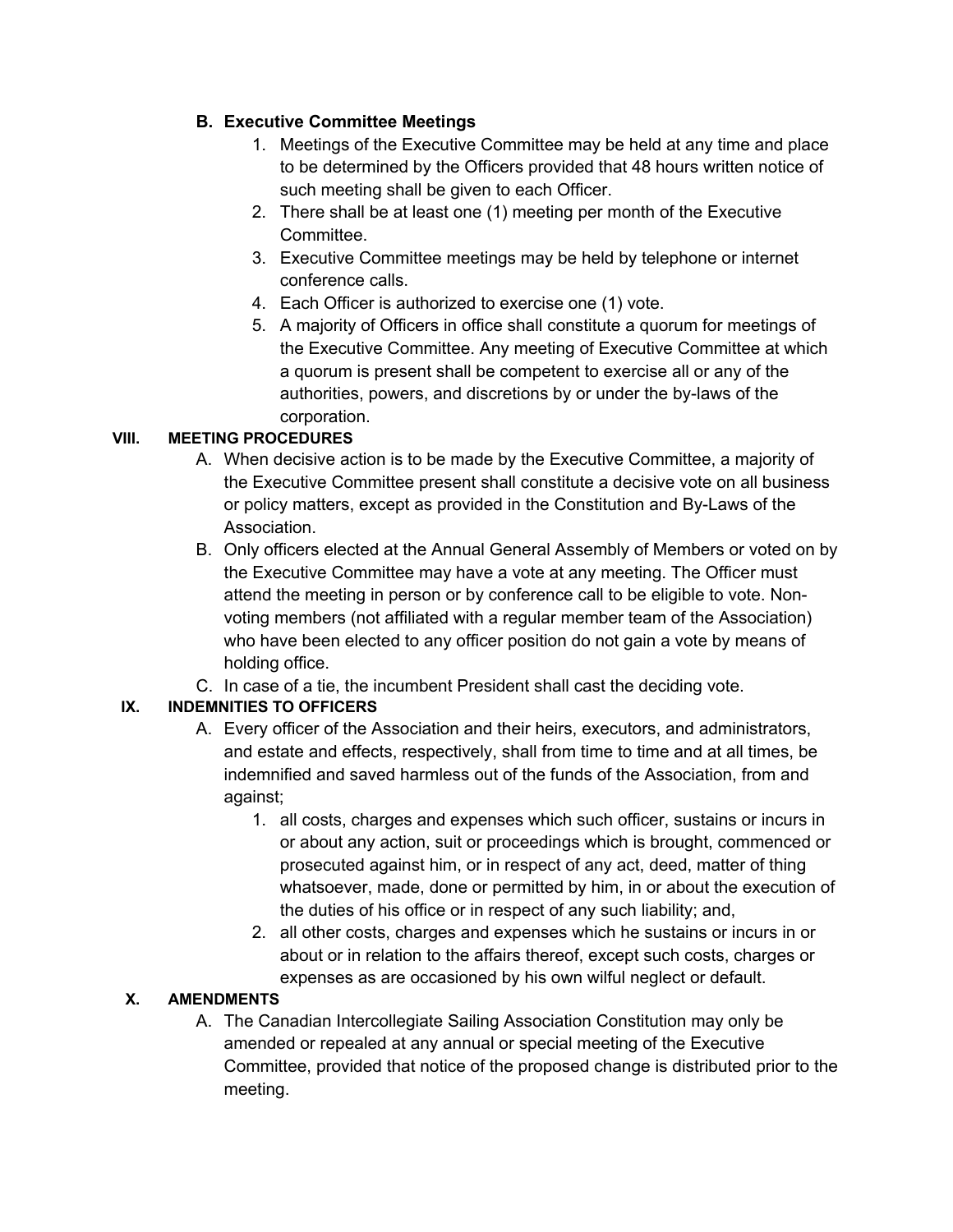### B. Executive Committee Meetings

1. Meetings of the Executive Committee may be held at any time and place to be determined by the Officers provided that 48 hours written notice of such meeting shall be given to each Officer.
2. There shall be at least one (1) meeting per month of the Executive Committee.
3. Executive Committee meetings may be held by telephone or internet conference calls.
4. Each Officer is authorized to exercise one (1) vote.
5. A majority of Officers in office shall constitute a quorum for meetings of the Executive Committee. Any meeting of Executive Committee at which a quorum is present shall be competent to exercise all or any of the authorities, powers, and discretions by or under the by-laws of the corporation.

## VIII. MEETING PROCEDURES

A. When decisive action is to be made by the Executive Committee, a majority of the Executive Committee present shall constitute a decisive vote on all business or policy matters, except as provided in the Constitution and By-Laws of the Association.

B. Only officers elected at the Annual General Assembly of Members or voted on by the Executive Committee may have a vote at any meeting. The Officer must attend the meeting in person or by conference call to be eligible to vote. Non-voting members (not affiliated with a regular member team of the Association) who have been elected to any officer position do not gain a vote by means of holding office.

C. In case of a tie, the incumbent President shall cast the deciding vote.

## IX. INDEMNITIES TO OFFICERS

A. Every officer of the Association and their heirs, executors, and administrators, and estate and effects, respectively, shall from time to time and at all times, be indemnified and saved harmless out of the funds of the Association, from and against;

1. all costs, charges and expenses which such officer, sustains or incurs in or about any action, suit or proceedings which is brought, commenced or prosecuted against him, or in respect of any act, deed, matter of thing whatsoever, made, done or permitted by him, in or about the execution of the duties of his office or in respect of any such liability; and,
2. all other costs, charges and expenses which he sustains or incurs in or about or in relation to the affairs thereof, except such costs, charges or expenses as are occasioned by his own wilful neglect or default.

## X. AMENDMENTS

A. The Canadian Intercollegiate Sailing Association Constitution may only be amended or repealed at any annual or special meeting of the Executive Committee, provided that notice of the proposed change is distributed prior to the meeting.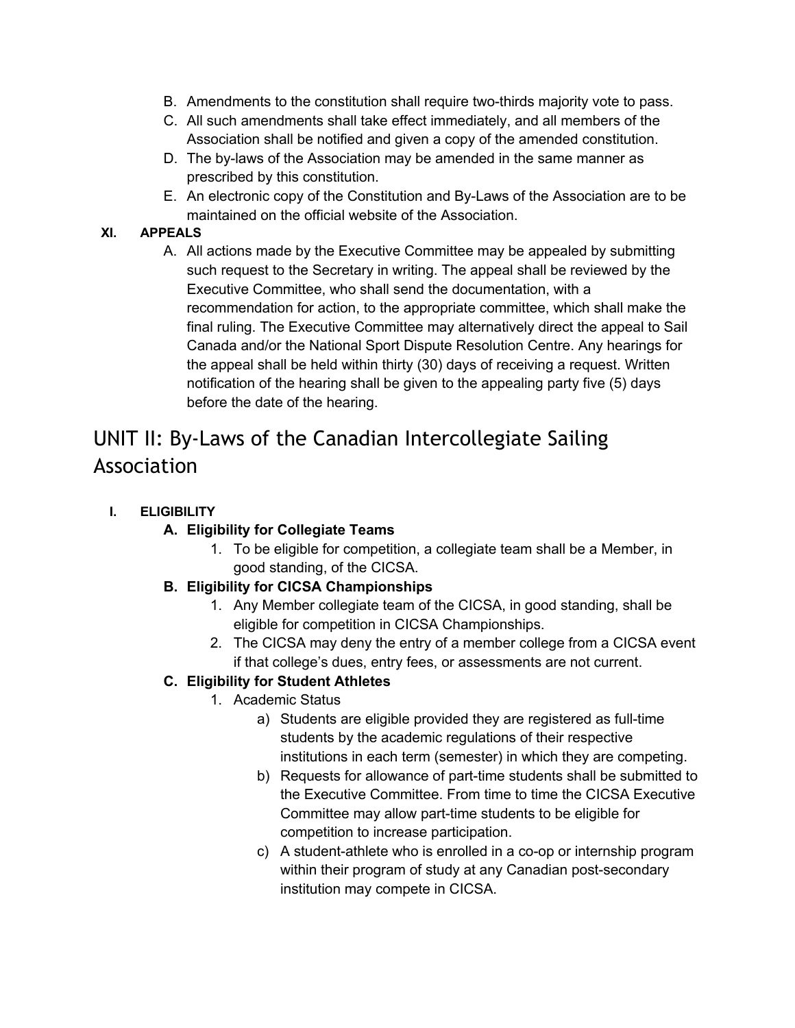B. Amendments to the constitution shall require two-thirds majority vote to pass.
C. All such amendments shall take effect immediately, and all members of the Association shall be notified and given a copy of the amended constitution.
D. The by-laws of the Association may be amended in the same manner as prescribed by this constitution.
E. An electronic copy of the Constitution and By-Laws of the Association are to be maintained on the official website of the Association.

**XI. APPEALS**

A. All actions made by the Executive Committee may be appealed by submitting such request to the Secretary in writing. The appeal shall be reviewed by the Executive Committee, who shall send the documentation, with a recommendation for action, to the appropriate committee, which shall make the final ruling. The Executive Committee may alternatively direct the appeal to Sail Canada and/or the National Sport Dispute Resolution Centre. Any hearings for the appeal shall be held within thirty (30) days of receiving a request. Written notification of the hearing shall be given to the appealing party five (5) days before the date of the hearing.

# UNIT II: By-Laws of the Canadian Intercollegiate Sailing Association

**I. ELIGIBILITY**

**A. Eligibility for Collegiate Teams**

1. To be eligible for competition, a collegiate team shall be a Member, in good standing, of the CICSA.

**B. Eligibility for CICSA Championships**

1. Any Member collegiate team of the CICSA, in good standing, shall be eligible for competition in CICSA Championships.
2. The CICSA may deny the entry of a member college from a CICSA event if that college's dues, entry fees, or assessments are not current.

**C. Eligibility for Student Athletes**

1. Academic Status
    a) Students are eligible provided they are registered as full-time students by the academic regulations of their respective institutions in each term (semester) in which they are competing.
    b) Requests for allowance of part-time students shall be submitted to the Executive Committee. From time to time the CICSA Executive Committee may allow part-time students to be eligible for competition to increase participation.
    c) A student-athlete who is enrolled in a co-op or internship program within their program of study at any Canadian post-secondary institution may compete in CICSA.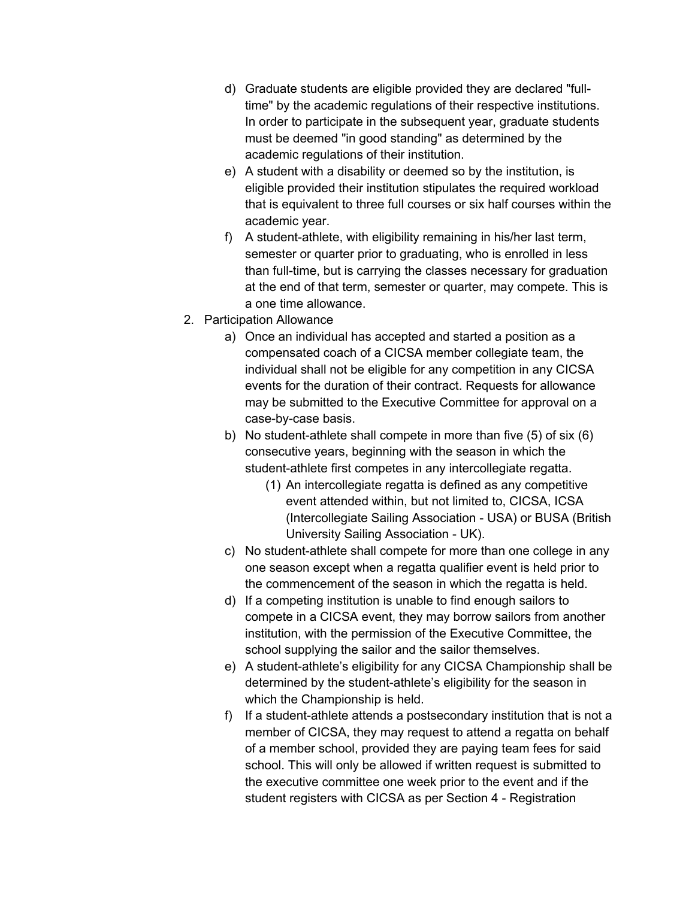d) Graduate students are eligible provided they are declared "full-time" by the academic regulations of their respective institutions. In order to participate in the subsequent year, graduate students must be deemed "in good standing" as determined by the academic regulations of their institution.

e) A student with a disability or deemed so by the institution, is eligible provided their institution stipulates the required workload that is equivalent to three full courses or six half courses within the academic year.

f) A student-athlete, with eligibility remaining in his/her last term, semester or quarter prior to graduating, who is enrolled in less than full-time, but is carrying the classes necessary for graduation at the end of that term, semester or quarter, may compete. This is a one time allowance.

2. Participation Allowance

   a) Once an individual has accepted and started a position as a compensated coach of a CICSA member collegiate team, the individual shall not be eligible for any competition in any CICSA events for the duration of their contract. Requests for allowance may be submitted to the Executive Committee for approval on a case-by-case basis.

   b) No student-athlete shall compete in more than five (5) of six (6) consecutive years, beginning with the season in which the student-athlete first competes in any intercollegiate regatta.

      (1) An intercollegiate regatta is defined as any competitive event attended within, but not limited to, CICSA, ICSA (Intercollegiate Sailing Association - USA) or BUSA (British University Sailing Association - UK).

   c) No student-athlete shall compete for more than one college in any one season except when a regatta qualifier event is held prior to the commencement of the season in which the regatta is held.

   d) If a competing institution is unable to find enough sailors to compete in a CICSA event, they may borrow sailors from another institution, with the permission of the Executive Committee, the school supplying the sailor and the sailor themselves.

   e) A student-athlete's eligibility for any CICSA Championship shall be determined by the student-athlete's eligibility for the season in which the Championship is held.

   f) If a student-athlete attends a postsecondary institution that is not a member of CICSA, they may request to attend a regatta on behalf of a member school, provided they are paying team fees for said school. This will only be allowed if written request is submitted to the executive committee one week prior to the event and if the student registers with CICSA as per Section 4 - Registration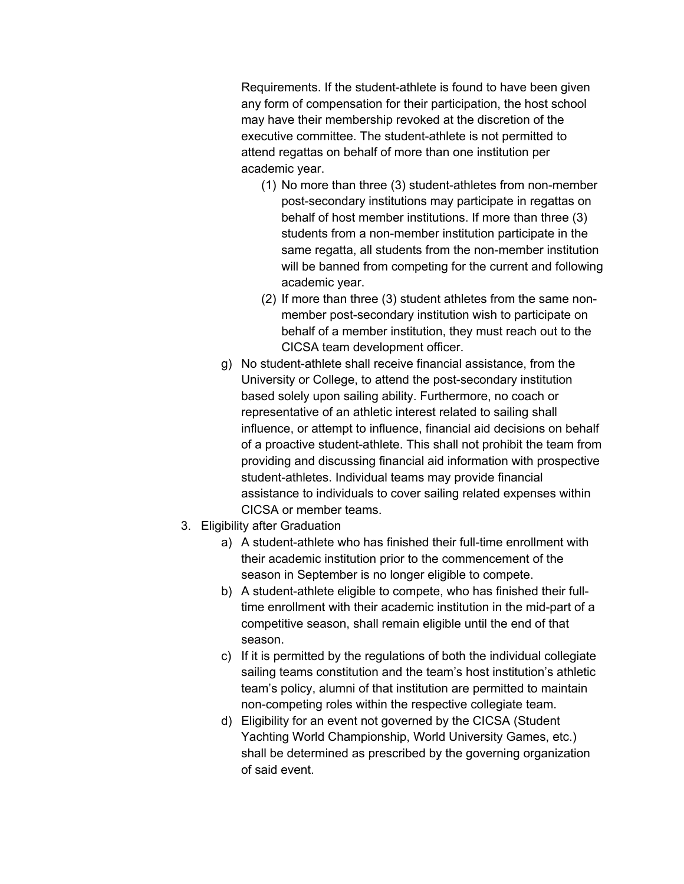Requirements. If the student-athlete is found to have been given any form of compensation for their participation, the host school may have their membership revoked at the discretion of the executive committee. The student-athlete is not permitted to attend regattas on behalf of more than one institution per academic year.

   (1) No more than three (3) student-athletes from non-member post-secondary institutions may participate in regattas on behalf of host member institutions. If more than three (3) students from a non-member institution participate in the same regatta, all students from the non-member institution will be banned from competing for the current and following academic year.

   (2) If more than three (3) student athletes from the same non-member post-secondary institution wish to participate on behalf of a member institution, they must reach out to the CICSA team development officer.

g) No student-athlete shall receive financial assistance, from the University or College, to attend the post-secondary institution based solely upon sailing ability. Furthermore, no coach or representative of an athletic interest related to sailing shall influence, or attempt to influence, financial aid decisions on behalf of a proactive student-athlete. This shall not prohibit the team from providing and discussing financial aid information with prospective student-athletes. Individual teams may provide financial assistance to individuals to cover sailing related expenses within CICSA or member teams.

3. Eligibility after Graduation

   a) A student-athlete who has finished their full-time enrollment with their academic institution prior to the commencement of the season in September is no longer eligible to compete.

   b) A student-athlete eligible to compete, who has finished their full-time enrollment with their academic institution in the mid-part of a competitive season, shall remain eligible until the end of that season.

   c) If it is permitted by the regulations of both the individual collegiate sailing teams constitution and the team's host institution's athletic team's policy, alumni of that institution are permitted to maintain non-competing roles within the respective collegiate team.

   d) Eligibility for an event not governed by the CICSA (Student Yachting World Championship, World University Games, etc.) shall be determined as prescribed by the governing organization of said event.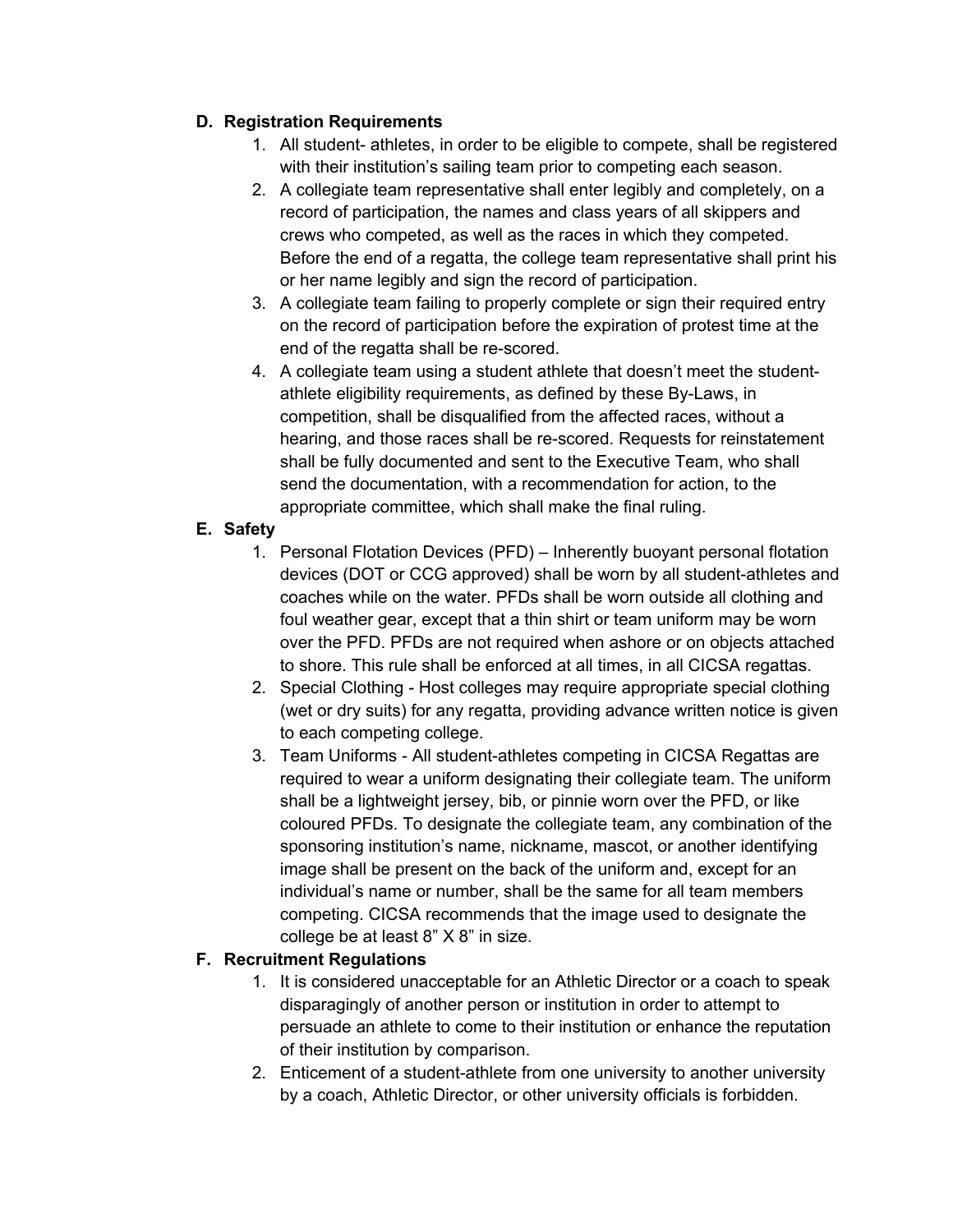**D. Registration Requirements**

1. All student- athletes, in order to be eligible to compete, shall be registered with their institution's sailing team prior to competing each season.
2. A collegiate team representative shall enter legibly and completely, on a record of participation, the names and class years of all skippers and crews who competed, as well as the races in which they competed. Before the end of a regatta, the college team representative shall print his or her name legibly and sign the record of participation.
3. A collegiate team failing to properly complete or sign their required entry on the record of participation before the expiration of protest time at the end of the regatta shall be re-scored.
4. A collegiate team using a student athlete that doesn't meet the student-athlete eligibility requirements, as defined by these By-Laws, in competition, shall be disqualified from the affected races, without a hearing, and those races shall be re-scored. Requests for reinstatement shall be fully documented and sent to the Executive Team, who shall send the documentation, with a recommendation for action, to the appropriate committee, which shall make the final ruling.

**E. Safety**

1. Personal Flotation Devices (PFD) – Inherently buoyant personal flotation devices (DOT or CCG approved) shall be worn by all student-athletes and coaches while on the water. PFDs shall be worn outside all clothing and foul weather gear, except that a thin shirt or team uniform may be worn over the PFD. PFDs are not required when ashore or on objects attached to shore. This rule shall be enforced at all times, in all CICSA regattas.
2. Special Clothing - Host colleges may require appropriate special clothing (wet or dry suits) for any regatta, providing advance written notice is given to each competing college.
3. Team Uniforms - All student-athletes competing in CICSA Regattas are required to wear a uniform designating their collegiate team. The uniform shall be a lightweight jersey, bib, or pinnie worn over the PFD, or like coloured PFDs. To designate the collegiate team, any combination of the sponsoring institution's name, nickname, mascot, or another identifying image shall be present on the back of the uniform and, except for an individual's name or number, shall be the same for all team members competing. CICSA recommends that the image used to designate the college be at least 8" X 8" in size.

**F. Recruitment Regulations**

1. It is considered unacceptable for an Athletic Director or a coach to speak disparagingly of another person or institution in order to attempt to persuade an athlete to come to their institution or enhance the reputation of their institution by comparison.
2. Enticement of a student-athlete from one university to another university by a coach, Athletic Director, or other university officials is forbidden.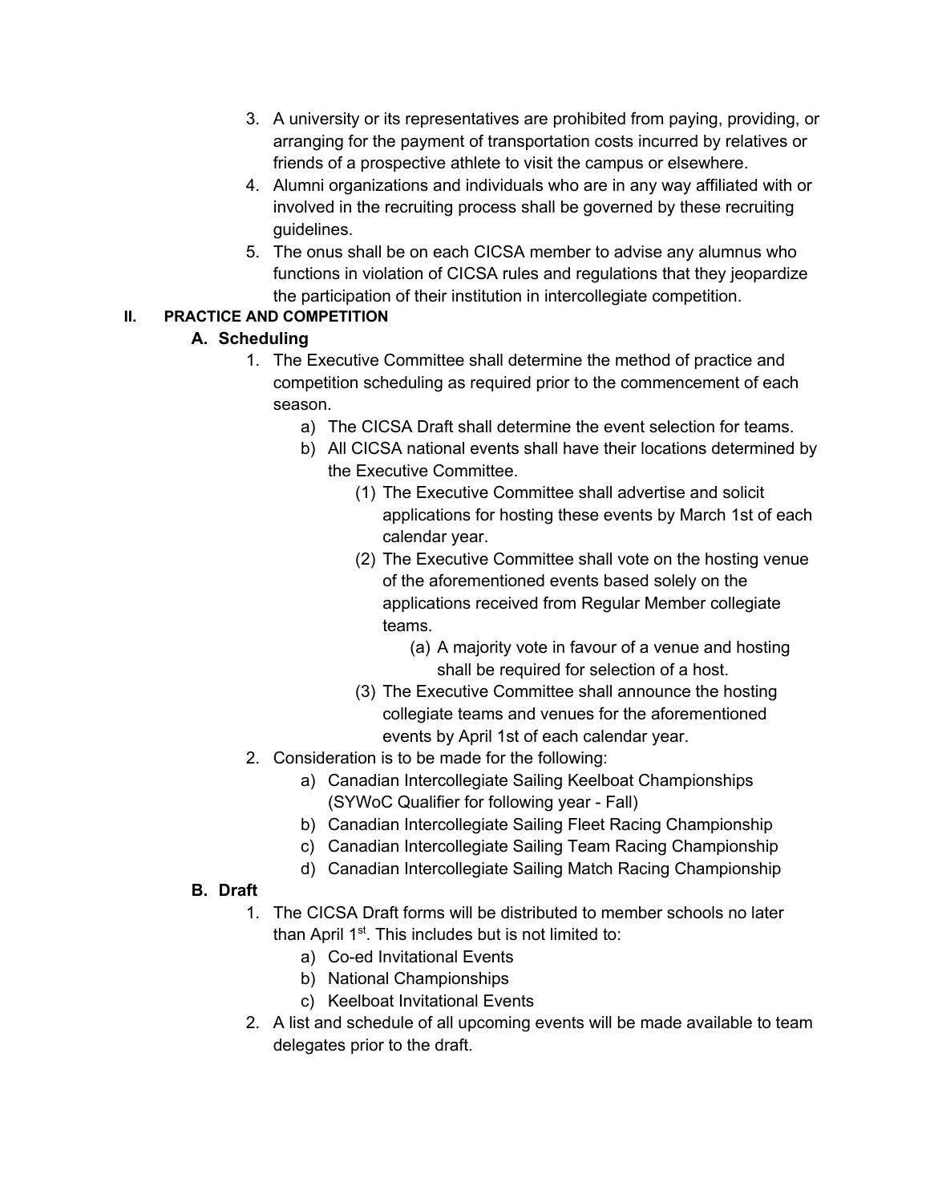3. A university or its representatives are prohibited from paying, providing, or arranging for the payment of transportation costs incurred by relatives or friends of a prospective athlete to visit the campus or elsewhere.
4. Alumni organizations and individuals who are in any way affiliated with or involved in the recruiting process shall be governed by these recruiting guidelines.
5. The onus shall be on each CICSA member to advise any alumnus who functions in violation of CICSA rules and regulations that they jeopardize the participation of their institution in intercollegiate competition.

## II. PRACTICE AND COMPETITION

### A. Scheduling

1. The Executive Committee shall determine the method of practice and competition scheduling as required prior to the commencement of each season.
    a) The CICSA Draft shall determine the event selection for teams.
    b) All CICSA national events shall have their locations determined by the Executive Committee.
        (1) The Executive Committee shall advertise and solicit applications for hosting these events by March 1st of each calendar year.
        (2) The Executive Committee shall vote on the hosting venue of the aforementioned events based solely on the applications received from Regular Member collegiate teams.
            (a) A majority vote in favour of a venue and hosting shall be required for selection of a host.
        (3) The Executive Committee shall announce the hosting collegiate teams and venues for the aforementioned events by April 1st of each calendar year.
2. Consideration is to be made for the following:
    a) Canadian Intercollegiate Sailing Keelboat Championships (SYWoC Qualifier for following year - Fall)
    b) Canadian Intercollegiate Sailing Fleet Racing Championship
    c) Canadian Intercollegiate Sailing Team Racing Championship
    d) Canadian Intercollegiate Sailing Match Racing Championship

### B. Draft

1. The CICSA Draft forms will be distributed to member schools no later than April 1st. This includes but is not limited to:
    a) Co-ed Invitational Events
    b) National Championships
    c) Keelboat Invitational Events
2. A list and schedule of all upcoming events will be made available to team delegates prior to the draft.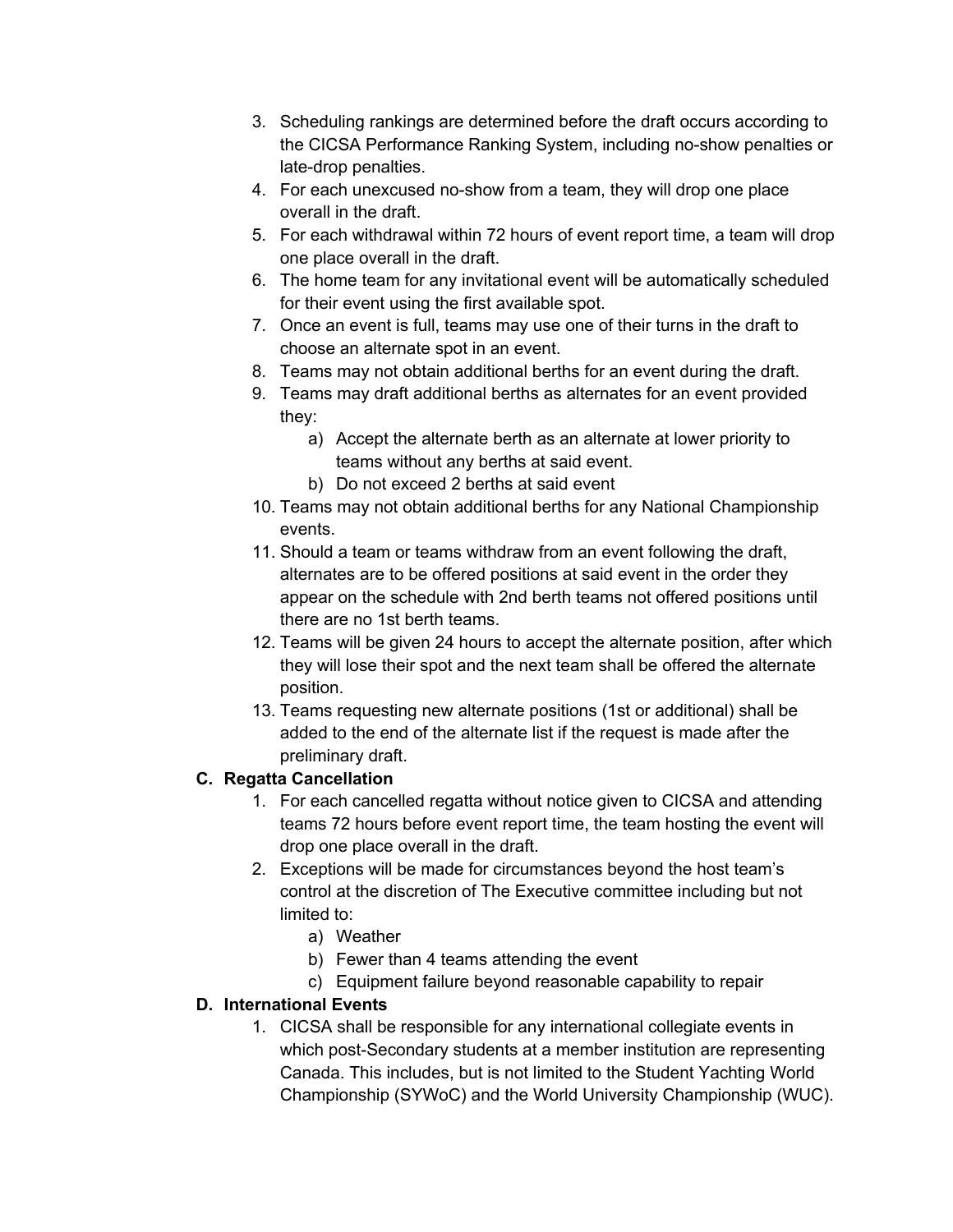3. Scheduling rankings are determined before the draft occurs according to the CICSA Performance Ranking System, including no-show penalties or late-drop penalties.
4. For each unexcused no-show from a team, they will drop one place overall in the draft.
5. For each withdrawal within 72 hours of event report time, a team will drop one place overall in the draft.
6. The home team for any invitational event will be automatically scheduled for their event using the first available spot.
7. Once an event is full, teams may use one of their turns in the draft to choose an alternate spot in an event.
8. Teams may not obtain additional berths for an event during the draft.
9. Teams may draft additional berths as alternates for an event provided they:
    a) Accept the alternate berth as an alternate at lower priority to teams without any berths at said event.
    b) Do not exceed 2 berths at said event
10. Teams may not obtain additional berths for any National Championship events.
11. Should a team or teams withdraw from an event following the draft, alternates are to be offered positions at said event in the order they appear on the schedule with 2nd berth teams not offered positions until there are no 1st berth teams.
12. Teams will be given 24 hours to accept the alternate position, after which they will lose their spot and the next team shall be offered the alternate position.
13. Teams requesting new alternate positions (1st or additional) shall be added to the end of the alternate list if the request is made after the preliminary draft.

**C. Regatta Cancellation**

1. For each cancelled regatta without notice given to CICSA and attending teams 72 hours before event report time, the team hosting the event will drop one place overall in the draft.
2. Exceptions will be made for circumstances beyond the host team's control at the discretion of The Executive committee including but not limited to:
    a) Weather
    b) Fewer than 4 teams attending the event
    c) Equipment failure beyond reasonable capability to repair

**D. International Events**

1. CICSA shall be responsible for any international collegiate events in which post-Secondary students at a member institution are representing Canada. This includes, but is not limited to the Student Yachting World Championship (SYWoC) and the World University Championship (WUC).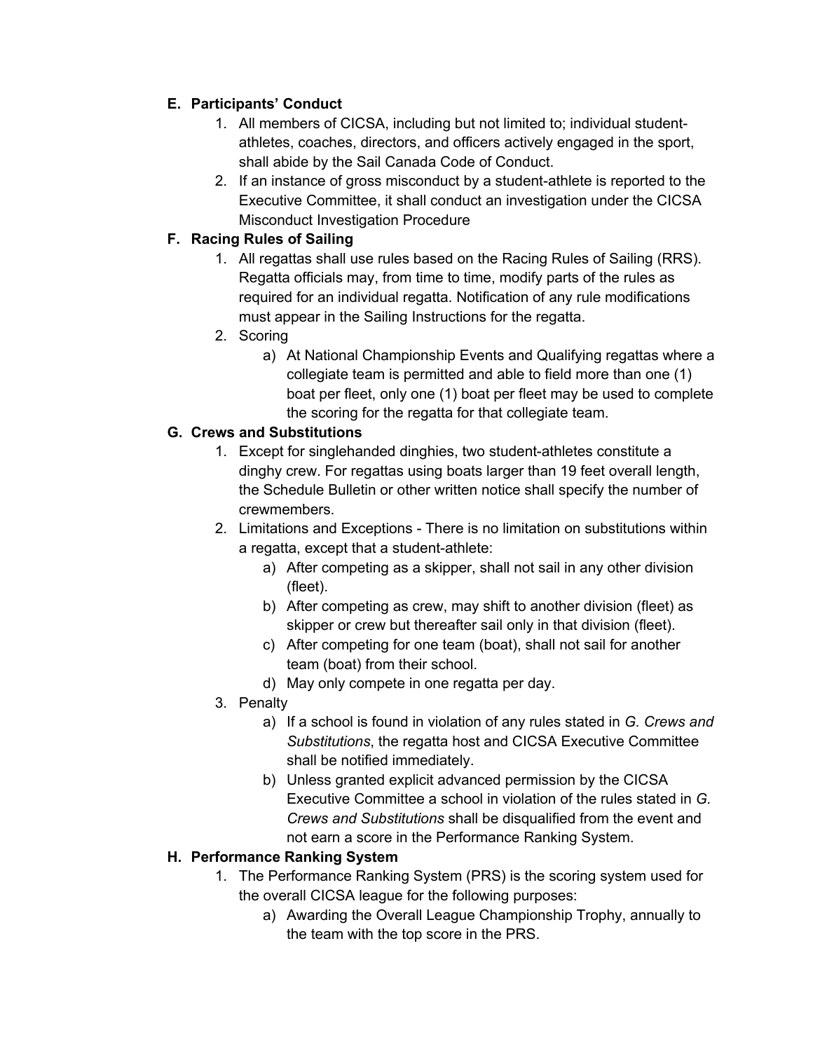### E. Participants' Conduct

1. All members of CICSA, including but not limited to; individual student-athletes, coaches, directors, and officers actively engaged in the sport, shall abide by the Sail Canada Code of Conduct.
2. If an instance of gross misconduct by a student-athlete is reported to the Executive Committee, it shall conduct an investigation under the CICSA Misconduct Investigation Procedure

### F. Racing Rules of Sailing

1. All regattas shall use rules based on the Racing Rules of Sailing (RRS). Regatta officials may, from time to time, modify parts of the rules as required for an individual regatta. Notification of any rule modifications must appear in the Sailing Instructions for the regatta.
2. Scoring
   a) At National Championship Events and Qualifying regattas where a collegiate team is permitted and able to field more than one (1) boat per fleet, only one (1) boat per fleet may be used to complete the scoring for the regatta for that collegiate team.

### G. Crews and Substitutions

1. Except for singlehanded dinghies, two student-athletes constitute a dinghy crew. For regattas using boats larger than 19 feet overall length, the Schedule Bulletin or other written notice shall specify the number of crewmembers.
2. Limitations and Exceptions - There is no limitation on substitutions within a regatta, except that a student-athlete:
   a) After competing as a skipper, shall not sail in any other division (fleet).
   b) After competing as crew, may shift to another division (fleet) as skipper or crew but thereafter sail only in that division (fleet).
   c) After competing for one team (boat), shall not sail for another team (boat) from their school.
   d) May only compete in one regatta per day.
3. Penalty
   a) If a school is found in violation of any rules stated in *G. Crews and Substitutions*, the regatta host and CICSA Executive Committee shall be notified immediately.
   b) Unless granted explicit advanced permission by the CICSA Executive Committee a school in violation of the rules stated in *G. Crews and Substitutions* shall be disqualified from the event and not earn a score in the Performance Ranking System.

### H. Performance Ranking System

1. The Performance Ranking System (PRS) is the scoring system used for the overall CICSA league for the following purposes:
   a) Awarding the Overall League Championship Trophy, annually to the team with the top score in the PRS.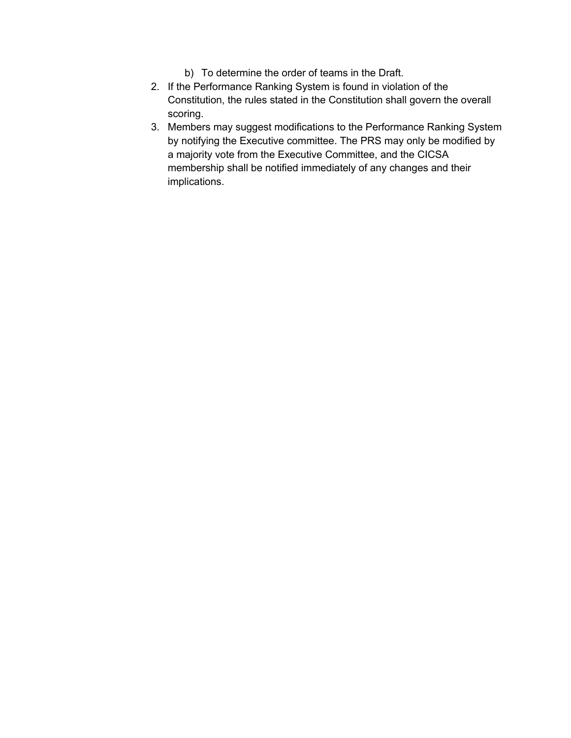b) To determine the order of teams in the Draft.

2. If the Performance Ranking System is found in violation of the Constitution, the rules stated in the Constitution shall govern the overall scoring.
3. Members may suggest modifications to the Performance Ranking System by notifying the Executive committee. The PRS may only be modified by a majority vote from the Executive Committee, and the CICSA membership shall be notified immediately of any changes and their implications.